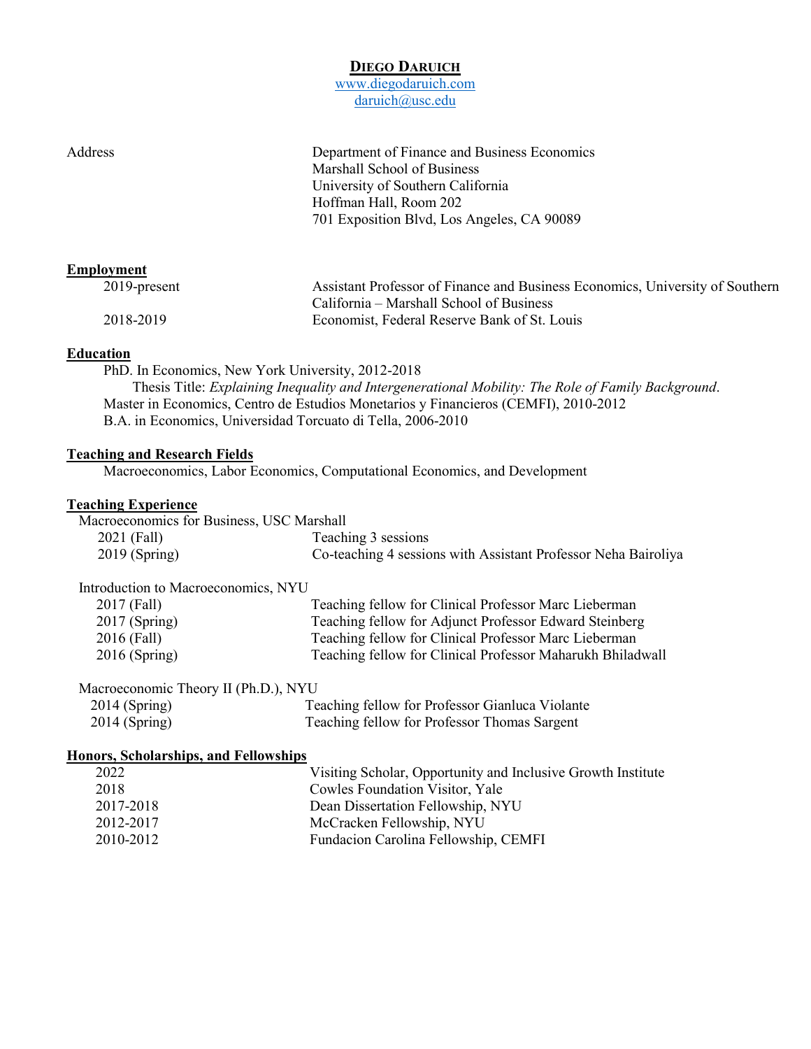# DIEGO DARUICH

www.diegodaruich.com
daruich@usc.edu

Address
Department of Finance and Business Economics
Marshall School of Business
University of Southern California
Hoffman Hall, Room 202
701 Exposition Blvd, Los Angeles, CA 90089

## Employment

| | |
|---|---|
| 2019-present | Assistant Professor of Finance and Business Economics, University of Southern California – Marshall School of Business |
| 2018-2019 | Economist, Federal Reserve Bank of St. Louis |

## Education

PhD. In Economics, New York University, 2012-2018
Thesis Title: *Explaining Inequality and Intergenerational Mobility: The Role of Family Background*.
Master in Economics, Centro de Estudios Monetarios y Financieros (CEMFI), 2010-2012
B.A. in Economics, Universidad Torcuato di Tella, 2006-2010

## Teaching and Research Fields

Macroeconomics, Labor Economics, Computational Economics, and Development

## Teaching Experience

Macroeconomics for Business, USC Marshall

| | |
|---|---|
| 2021 (Fall) | Teaching 3 sessions |
| 2019 (Spring) | Co-teaching 4 sessions with Assistant Professor Neha Bairoliya |

Introduction to Macroeconomics, NYU

| | |
|---|---|
| 2017 (Fall) | Teaching fellow for Clinical Professor Marc Lieberman |
| 2017 (Spring) | Teaching fellow for Adjunct Professor Edward Steinberg |
| 2016 (Fall) | Teaching fellow for Clinical Professor Marc Lieberman |
| 2016 (Spring) | Teaching fellow for Clinical Professor Maharukh Bhiladwall |

Macroeconomic Theory II (Ph.D.), NYU

| | |
|---|---|
| 2014 (Spring) | Teaching fellow for Professor Gianluca Violante |
| 2014 (Spring) | Teaching fellow for Professor Thomas Sargent |

## Honors, Scholarships, and Fellowships

| | |
|---|---|
| 2022 | Visiting Scholar, Opportunity and Inclusive Growth Institute |
| 2018 | Cowles Foundation Visitor, Yale |
| 2017-2018 | Dean Dissertation Fellowship, NYU |
| 2012-2017 | McCracken Fellowship, NYU |
| 2010-2012 | Fundacion Carolina Fellowship, CEMFI |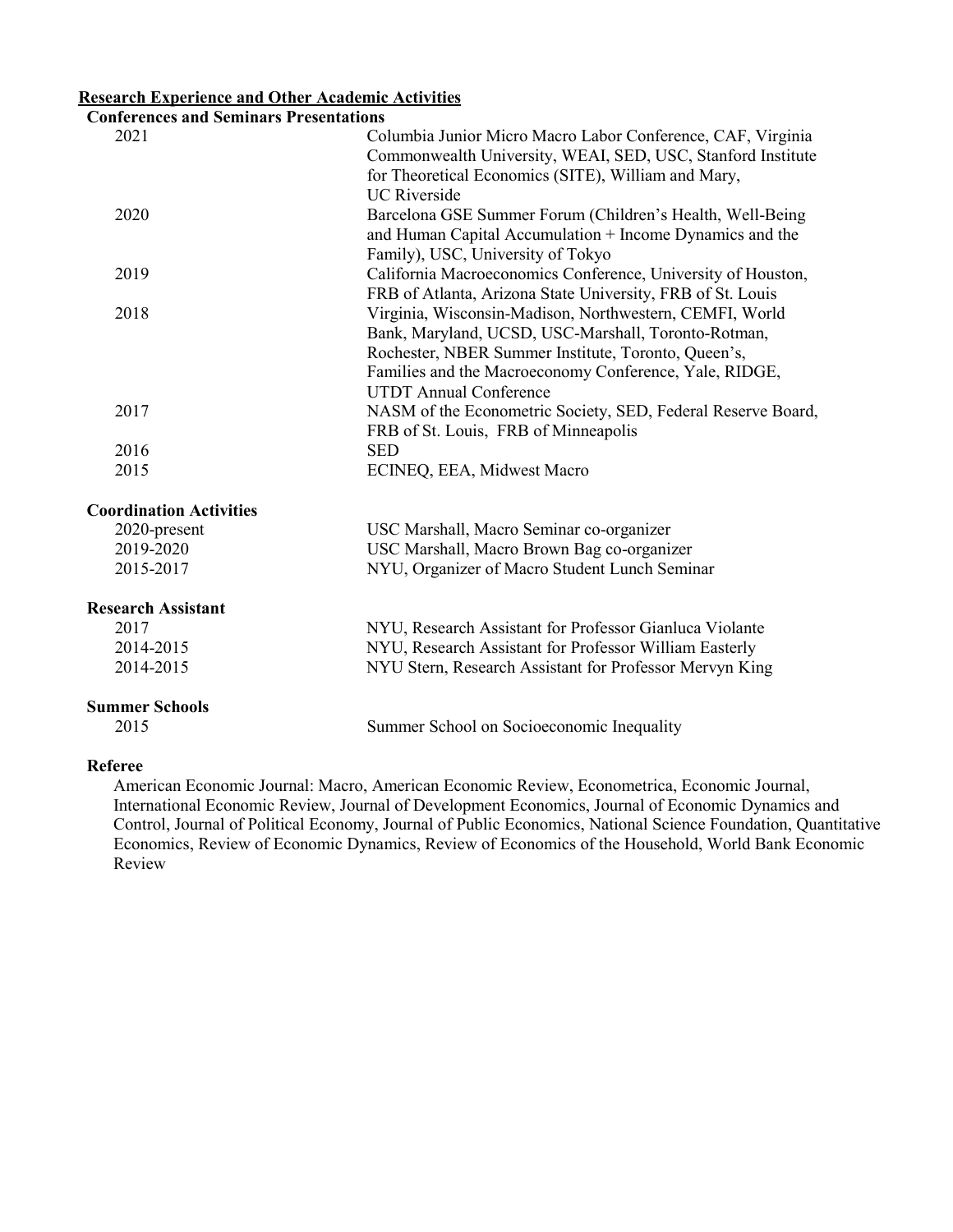## Research Experience and Other Academic Activities

### Conferences and Seminars Presentations

| | |
|---|---|
| 2021 | Columbia Junior Micro Macro Labor Conference, CAF, Virginia Commonwealth University, WEAI, SED, USC, Stanford Institute for Theoretical Economics (SITE), William and Mary, UC Riverside |
| 2020 | Barcelona GSE Summer Forum (Children's Health, Well-Being and Human Capital Accumulation + Income Dynamics and the Family), USC, University of Tokyo |
| 2019 | California Macroeconomics Conference, University of Houston, FRB of Atlanta, Arizona State University, FRB of St. Louis |
| 2018 | Virginia, Wisconsin-Madison, Northwestern, CEMFI, World Bank, Maryland, UCSD, USC-Marshall, Toronto-Rotman, Rochester, NBER Summer Institute, Toronto, Queen's, Families and the Macroeconomy Conference, Yale, RIDGE, UTDT Annual Conference |
| 2017 | NASM of the Econometric Society, SED, Federal Reserve Board, FRB of St. Louis, FRB of Minneapolis |
| 2016 | SED |
| 2015 | ECINEQ, EEA, Midwest Macro |

### Coordination Activities

| | |
|---|---|
| 2020-present | USC Marshall, Macro Seminar co-organizer |
| 2019-2020 | USC Marshall, Macro Brown Bag co-organizer |
| 2015-2017 | NYU, Organizer of Macro Student Lunch Seminar |

### Research Assistant

| | |
|---|---|
| 2017 | NYU, Research Assistant for Professor Gianluca Violante |
| 2014-2015 | NYU, Research Assistant for Professor William Easterly |
| 2014-2015 | NYU Stern, Research Assistant for Professor Mervyn King |

### Summer Schools

| | |
|---|---|
| 2015 | Summer School on Socioeconomic Inequality |

### Referee

American Economic Journal: Macro, American Economic Review, Econometrica, Economic Journal, International Economic Review, Journal of Development Economics, Journal of Economic Dynamics and Control, Journal of Political Economy, Journal of Public Economics, National Science Foundation, Quantitative Economics, Review of Economic Dynamics, Review of Economics of the Household, World Bank Economic Review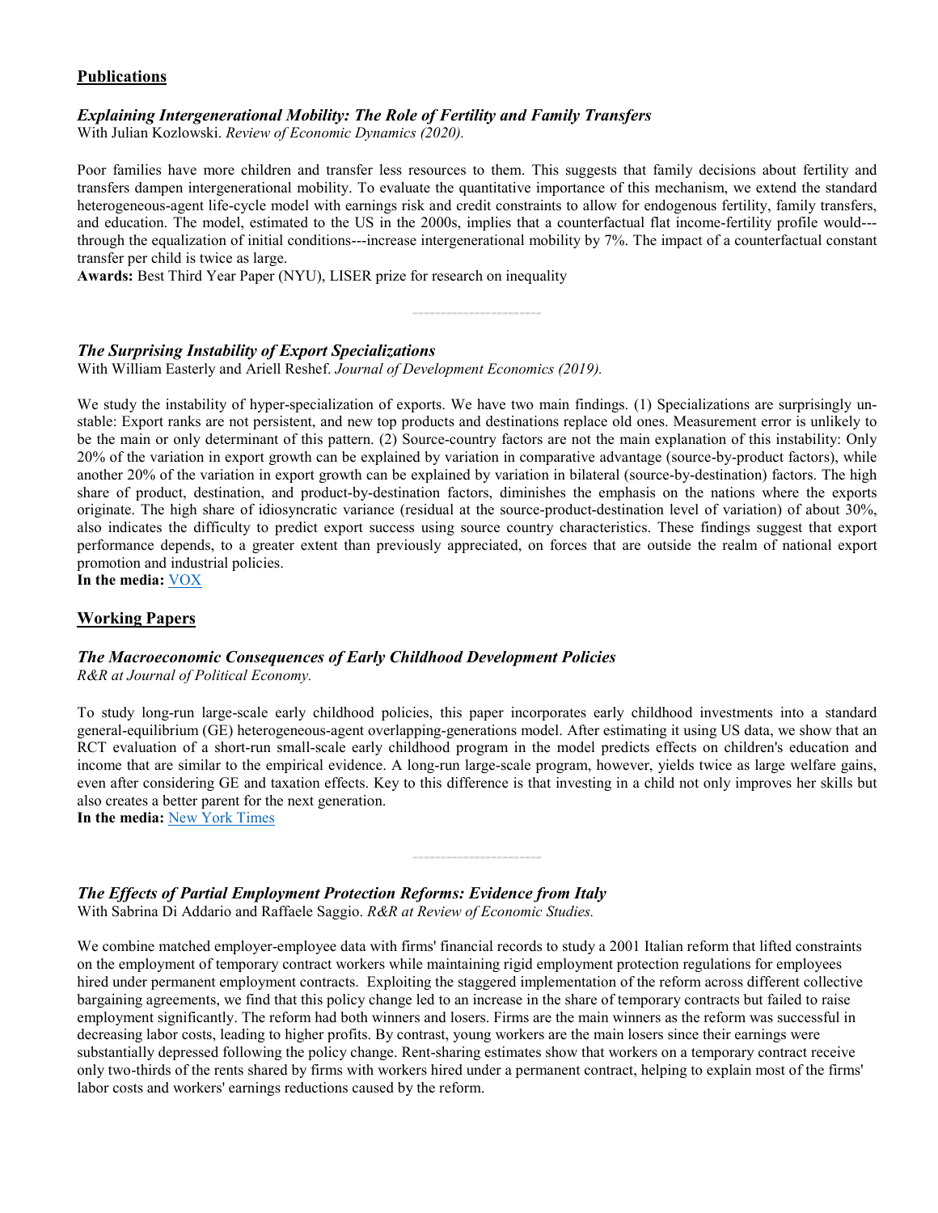## Publications

### *Explaining Intergenerational Mobility: The Role of Fertility and Family Transfers*

With Julian Kozlowski. *Review of Economic Dynamics (2020).*

Poor families have more children and transfer less resources to them. This suggests that family decisions about fertility and transfers dampen intergenerational mobility. To evaluate the quantitative importance of this mechanism, we extend the standard heterogeneous-agent life-cycle model with earnings risk and credit constraints to allow for endogenous fertility, family transfers, and education. The model, estimated to the US in the 2000s, implies that a counterfactual flat income-fertility profile would---through the equalization of initial conditions---increase intergenerational mobility by 7%. The impact of a counterfactual constant transfer per child is twice as large.

**Awards:** Best Third Year Paper (NYU), LISER prize for research on inequality

---

### *The Surprising Instability of Export Specializations*

With William Easterly and Ariell Reshef. *Journal of Development Economics (2019).*

We study the instability of hyper-specialization of exports. We have two main findings. (1) Specializations are surprisingly unstable: Export ranks are not persistent, and new top products and destinations replace old ones. Measurement error is unlikely to be the main or only determinant of this pattern. (2) Source-country factors are not the main explanation of this instability: Only 20% of the variation in export growth can be explained by variation in comparative advantage (source-by-product factors), while another 20% of the variation in export growth can be explained by variation in bilateral (source-by-destination) factors. The high share of product, destination, and product-by-destination factors, diminishes the emphasis on the nations where the exports originate. The high share of idiosyncratic variance (residual at the source-product-destination level of variation) of about 30%, also indicates the difficulty to predict export success using source country characteristics. These findings suggest that export performance depends, to a greater extent than previously appreciated, on forces that are outside the realm of national export promotion and industrial policies.

**In the media:** VOX

## Working Papers

### *The Macroeconomic Consequences of Early Childhood Development Policies*

*R&R at Journal of Political Economy.*

To study long-run large-scale early childhood policies, this paper incorporates early childhood investments into a standard general-equilibrium (GE) heterogeneous-agent overlapping-generations model. After estimating it using US data, we show that an RCT evaluation of a short-run small-scale early childhood program in the model predicts effects on children's education and income that are similar to the empirical evidence. A long-run large-scale program, however, yields twice as large welfare gains, even after considering GE and taxation effects. Key to this difference is that investing in a child not only improves her skills but also creates a better parent for the next generation.

**In the media:** New York Times

---

### *The Effects of Partial Employment Protection Reforms: Evidence from Italy*

With Sabrina Di Addario and Raffaele Saggio. *R&R at Review of Economic Studies.*

We combine matched employer-employee data with firms' financial records to study a 2001 Italian reform that lifted constraints on the employment of temporary contract workers while maintaining rigid employment protection regulations for employees hired under permanent employment contracts. Exploiting the staggered implementation of the reform across different collective bargaining agreements, we find that this policy change led to an increase in the share of temporary contracts but failed to raise employment significantly. The reform had both winners and losers. Firms are the main winners as the reform was successful in decreasing labor costs, leading to higher profits. By contrast, young workers are the main losers since their earnings were substantially depressed following the policy change. Rent-sharing estimates show that workers on a temporary contract receive only two-thirds of the rents shared by firms with workers hired under a permanent contract, helping to explain most of the firms' labor costs and workers' earnings reductions caused by the reform.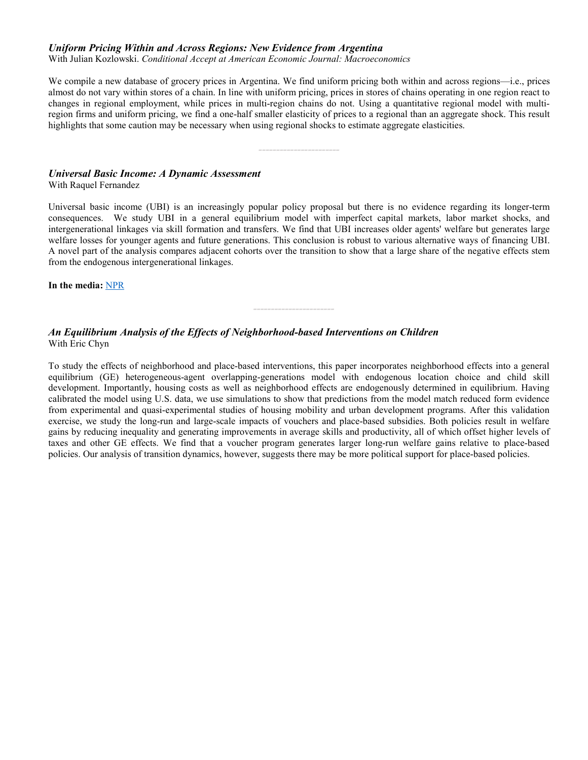### *Uniform Pricing Within and Across Regions: New Evidence from Argentina*

With Julian Kozlowski. *Conditional Accept at American Economic Journal: Macroeconomics*

We compile a new database of grocery prices in Argentina. We find uniform pricing both within and across regions—i.e., prices almost do not vary within stores of a chain. In line with uniform pricing, prices in stores of chains operating in one region react to changes in regional employment, while prices in multi-region chains do not. Using a quantitative regional model with multi-region firms and uniform pricing, we find a one-half smaller elasticity of prices to a regional than an aggregate shock. This result highlights that some caution may be necessary when using regional shocks to estimate aggregate elasticities.

---

### *Universal Basic Income: A Dynamic Assessment*

With Raquel Fernandez

Universal basic income (UBI) is an increasingly popular policy proposal but there is no evidence regarding its longer-term consequences. We study UBI in a general equilibrium model with imperfect capital markets, labor market shocks, and intergenerational linkages via skill formation and transfers. We find that UBI increases older agents' welfare but generates large welfare losses for younger agents and future generations. This conclusion is robust to various alternative ways of financing UBI. A novel part of the analysis compares adjacent cohorts over the transition to show that a large share of the negative effects stem from the endogenous intergenerational linkages.

**In the media:** NPR

---

### *An Equilibrium Analysis of the Effects of Neighborhood-based Interventions on Children*

With Eric Chyn

To study the effects of neighborhood and place-based interventions, this paper incorporates neighborhood effects into a general equilibrium (GE) heterogeneous-agent overlapping-generations model with endogenous location choice and child skill development. Importantly, housing costs as well as neighborhood effects are endogenously determined in equilibrium. Having calibrated the model using U.S. data, we use simulations to show that predictions from the model match reduced form evidence from experimental and quasi-experimental studies of housing mobility and urban development programs. After this validation exercise, we study the long-run and large-scale impacts of vouchers and place-based subsidies. Both policies result in welfare gains by reducing inequality and generating improvements in average skills and productivity, all of which offset higher levels of taxes and other GE effects. We find that a voucher program generates larger long-run welfare gains relative to place-based policies. Our analysis of transition dynamics, however, suggests there may be more political support for place-based policies.